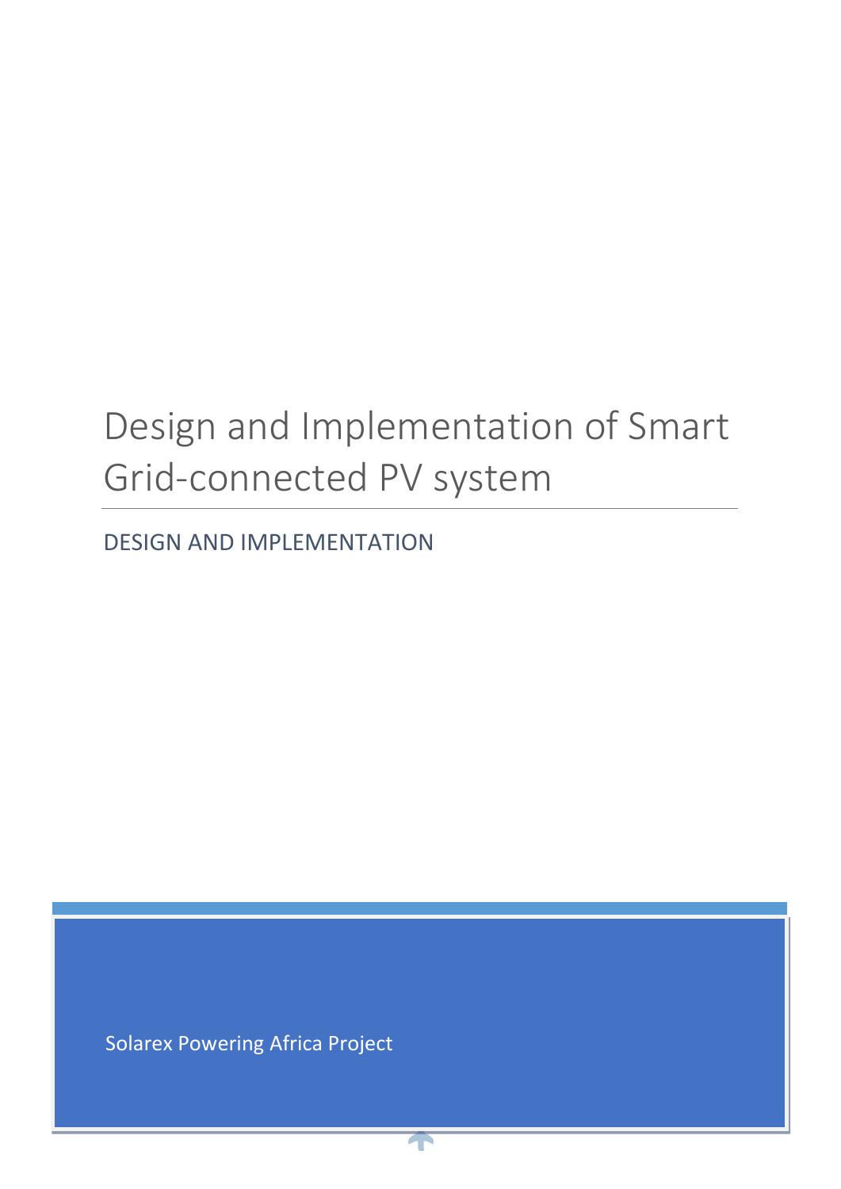# Design and Implementation of Smart Grid-connected PV system

## DESIGN AND IMPLEMENTATION

Solarex Powering Africa Project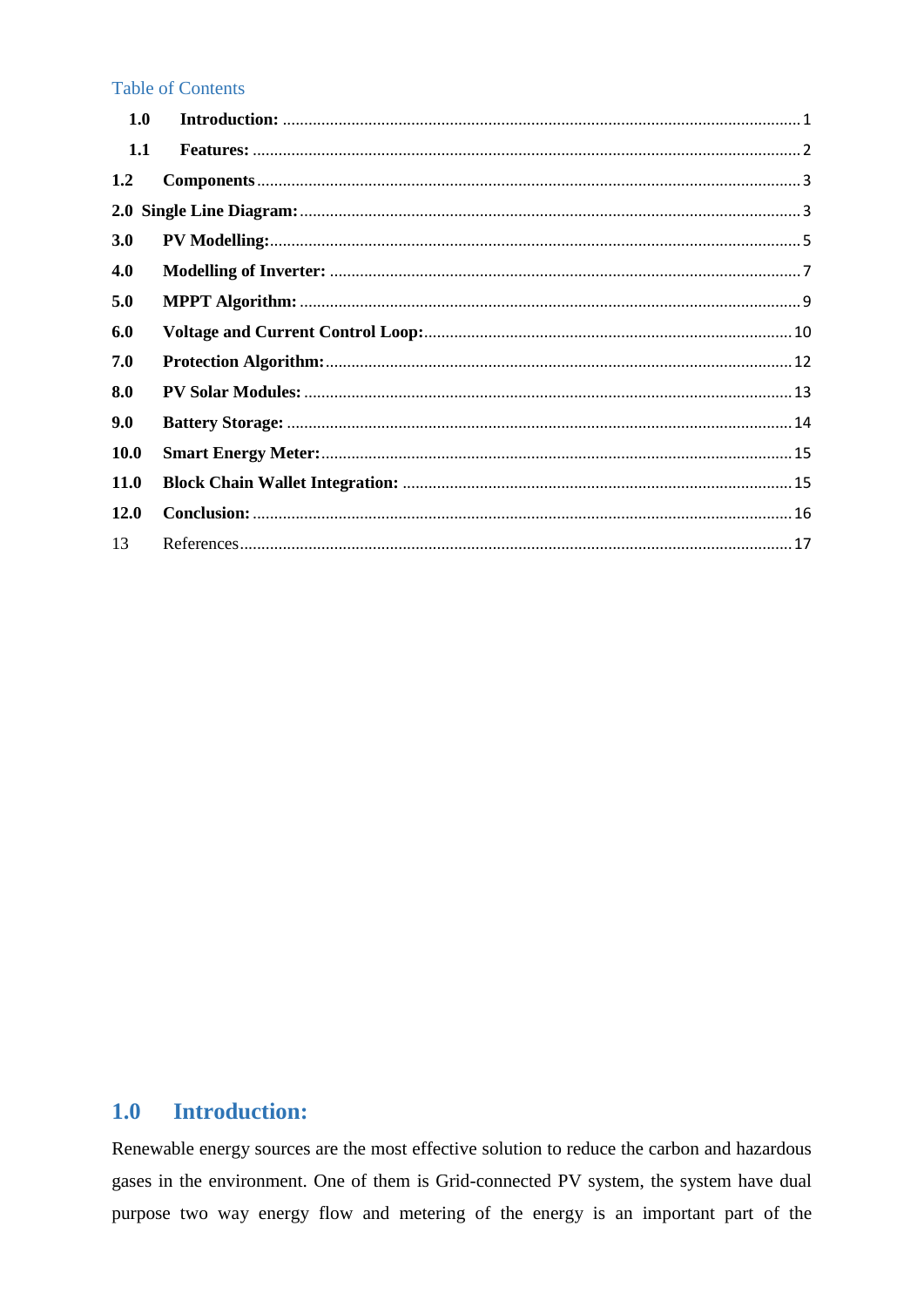Table of Contents

| | | |
|---|---|---|
| **1.0** | **Introduction:** | 1 |
| **1.1** | **Features:** | 2 |
| **1.2** | **Components** | 3 |
| **2.0** | **Single Line Diagram:** | 3 |
| **3.0** | **PV Modelling:** | 5 |
| **4.0** | **Modelling of Inverter:** | 7 |
| **5.0** | **MPPT Algorithm:** | 9 |
| **6.0** | **Voltage and Current Control Loop:** | 10 |
| **7.0** | **Protection Algorithm:** | 12 |
| **8.0** | **PV Solar Modules:** | 13 |
| **9.0** | **Battery Storage:** | 14 |
| **10.0** | **Smart Energy Meter:** | 15 |
| **11.0** | **Block Chain Wallet Integration:** | 15 |
| **12.0** | **Conclusion:** | 16 |
| 13 | References | 17 |

## 1.0 Introduction:

Renewable energy sources are the most effective solution to reduce the carbon and hazardous gases in the environment. One of them is Grid-connected PV system, the system have dual purpose two way energy flow and metering of the energy is an important part of the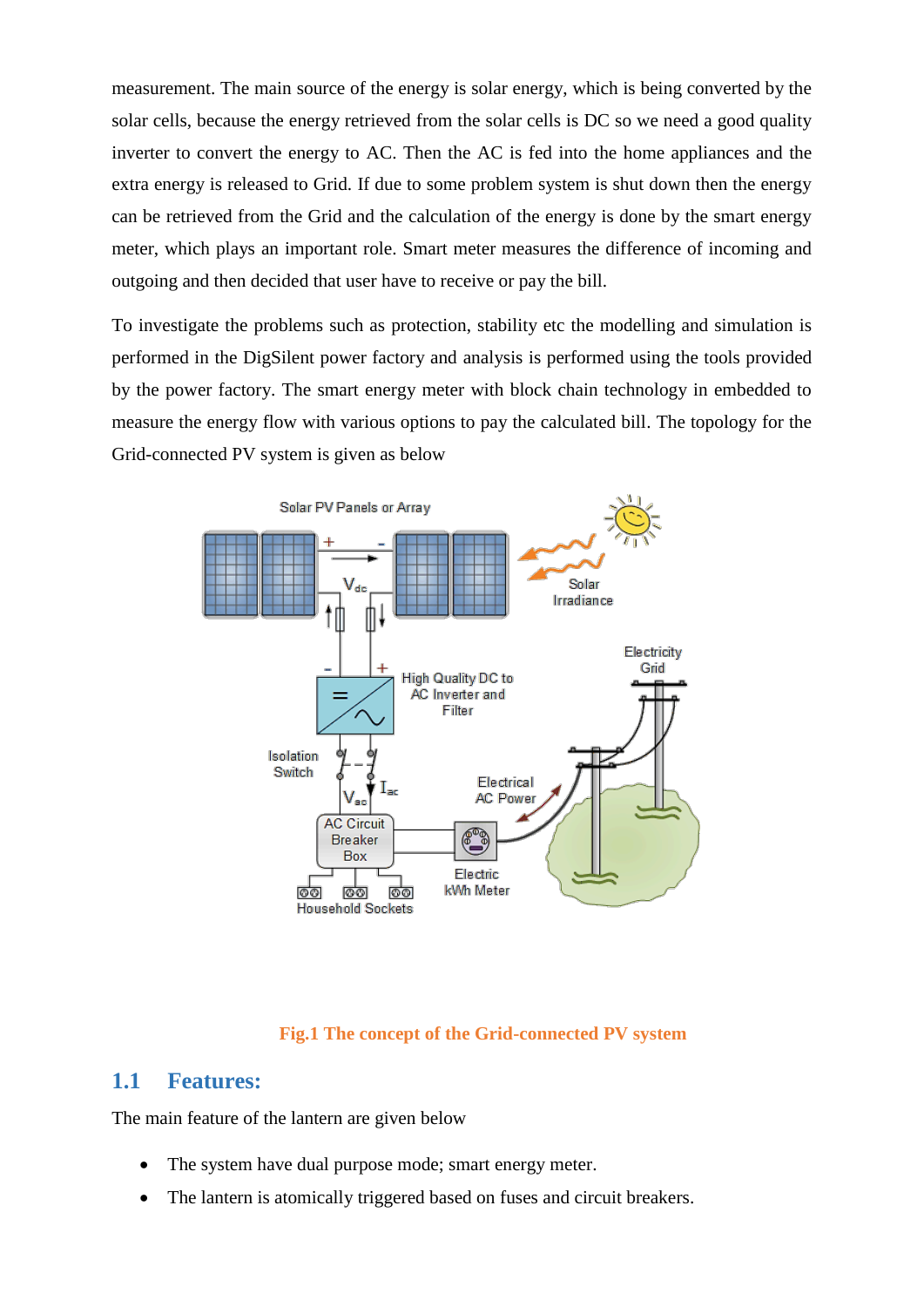measurement. The main source of the energy is solar energy, which is being converted by the solar cells, because the energy retrieved from the solar cells is DC so we need a good quality inverter to convert the energy to AC. Then the AC is fed into the home appliances and the extra energy is released to Grid. If due to some problem system is shut down then the energy can be retrieved from the Grid and the calculation of the energy is done by the smart energy meter, which plays an important role. Smart meter measures the difference of incoming and outgoing and then decided that user have to receive or pay the bill.

To investigate the problems such as protection, stability etc the modelling and simulation is performed in the DigSilent power factory and analysis is performed using the tools provided by the power factory. The smart energy meter with block chain technology in embedded to measure the energy flow with various options to pay the calculated bill. The topology for the Grid-connected PV system is given as below

Fig.1 The concept of the Grid-connected PV system

## 1.1 Features:

The main feature of the lantern are given below

- The system have dual purpose mode; smart energy meter.
- The lantern is atomically triggered based on fuses and circuit breakers.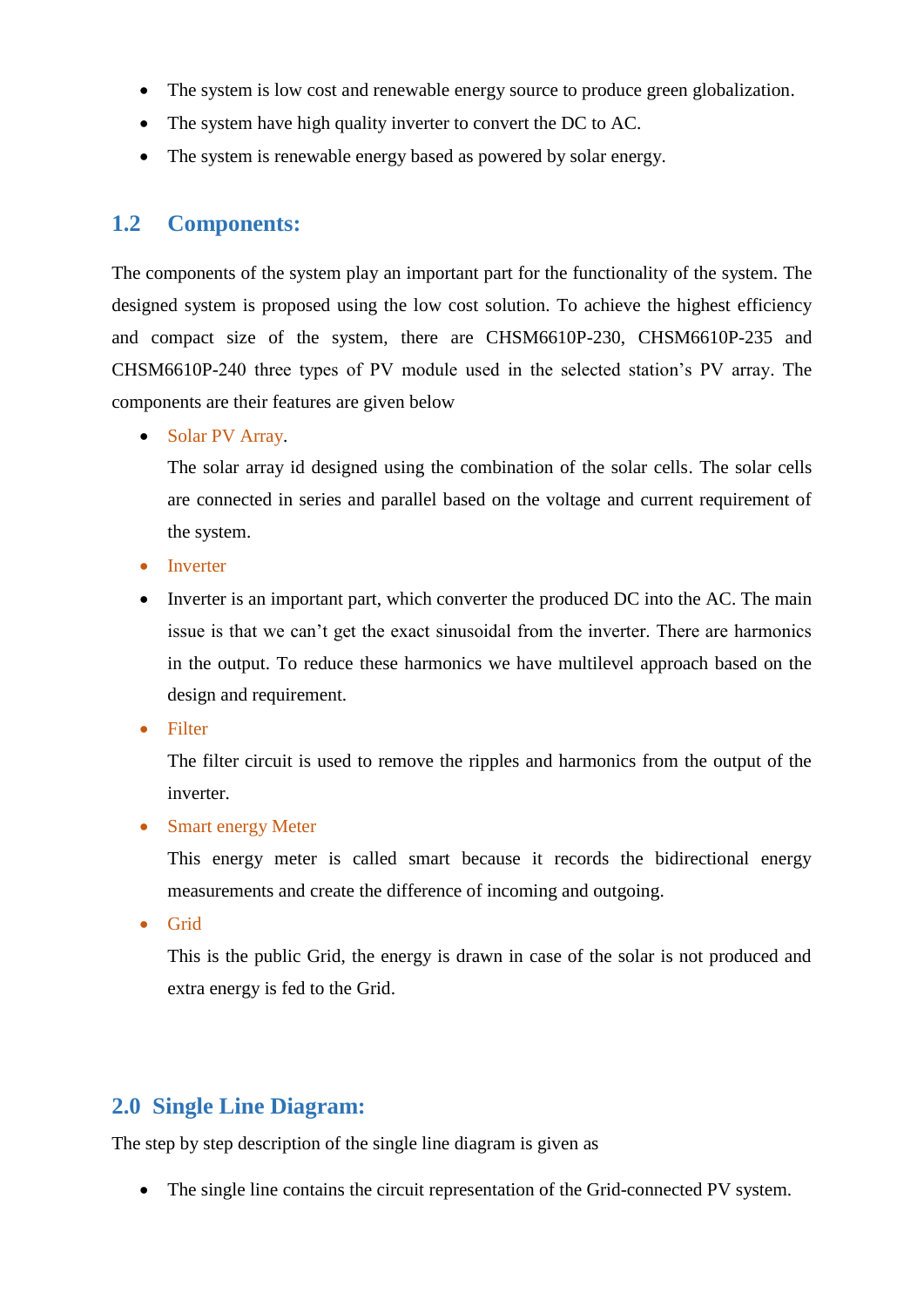- The system is low cost and renewable energy source to produce green globalization.
- The system have high quality inverter to convert the DC to AC.
- The system is renewable energy based as powered by solar energy.

## 1.2 Components:

The components of the system play an important part for the functionality of the system. The designed system is proposed using the low cost solution. To achieve the highest efficiency and compact size of the system, there are CHSM6610P-230, CHSM6610P-235 and CHSM6610P-240 three types of PV module used in the selected station's PV array. The components are their features are given below

- Solar PV Array.

  The solar array id designed using the combination of the solar cells. The solar cells are connected in series and parallel based on the voltage and current requirement of the system.
- Inverter
- Inverter is an important part, which converter the produced DC into the AC. The main issue is that we can't get the exact sinusoidal from the inverter. There are harmonics in the output. To reduce these harmonics we have multilevel approach based on the design and requirement.
- Filter

  The filter circuit is used to remove the ripples and harmonics from the output of the inverter.
- Smart energy Meter

  This energy meter is called smart because it records the bidirectional energy measurements and create the difference of incoming and outgoing.
- Grid

  This is the public Grid, the energy is drawn in case of the solar is not produced and extra energy is fed to the Grid.

# 2.0 Single Line Diagram:

The step by step description of the single line diagram is given as

- The single line contains the circuit representation of the Grid-connected PV system.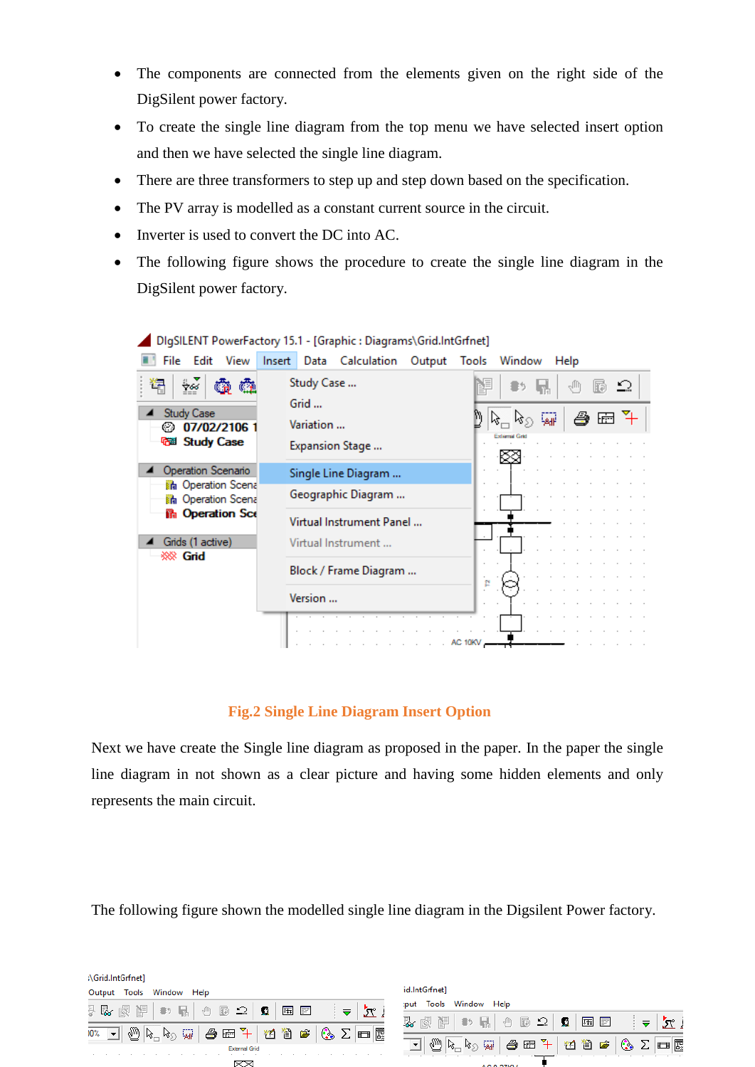- The components are connected from the elements given on the right side of the DigSilent power factory.
- To create the single line diagram from the top menu we have selected insert option and then we have selected the single line diagram.
- There are three transformers to step up and step down based on the specification.
- The PV array is modelled as a constant current source in the circuit.
- Inverter is used to convert the DC into AC.
- The following figure shows the procedure to create the single line diagram in the DigSilent power factory.

Fig.2 Single Line Diagram Insert Option

Next we have create the Single line diagram as proposed in the paper. In the paper the single line diagram in not shown as a clear picture and having some hidden elements and only represents the main circuit.

The following figure shown the modelled single line diagram in the Digsilent Power factory.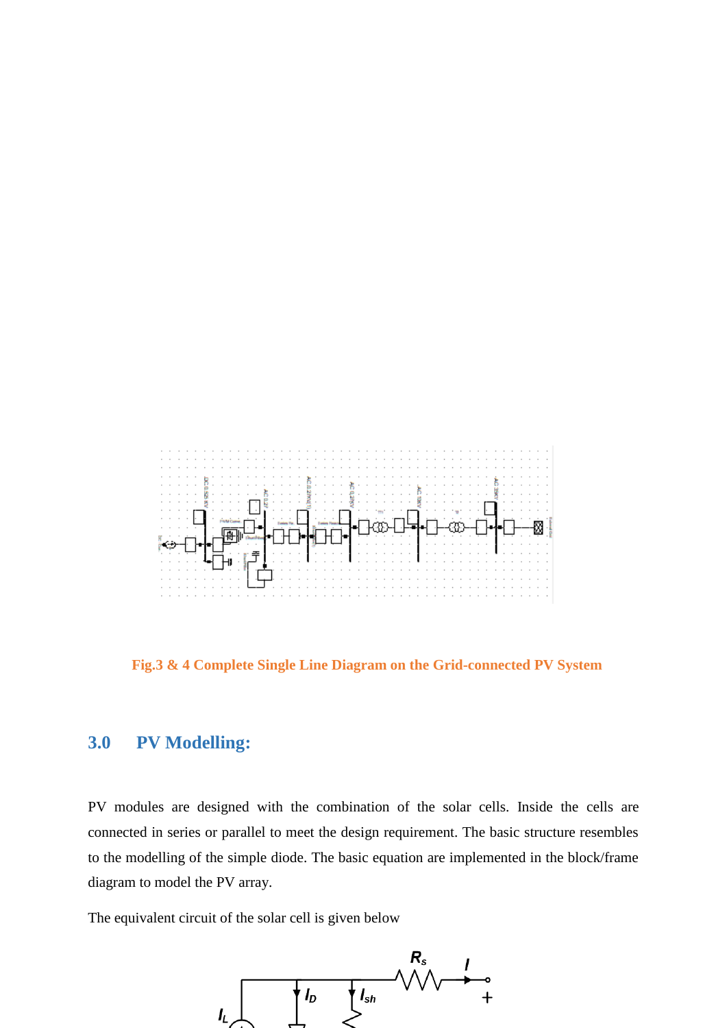Fig.3 & 4 Complete Single Line Diagram on the Grid-connected PV System

## 3.0 PV Modelling:

PV modules are designed with the combination of the solar cells. Inside the cells are connected in series or parallel to meet the design requirement. The basic structure resembles to the modelling of the simple diode. The basic equation are implemented in the block/frame diagram to model the PV array.

The equivalent circuit of the solar cell is given below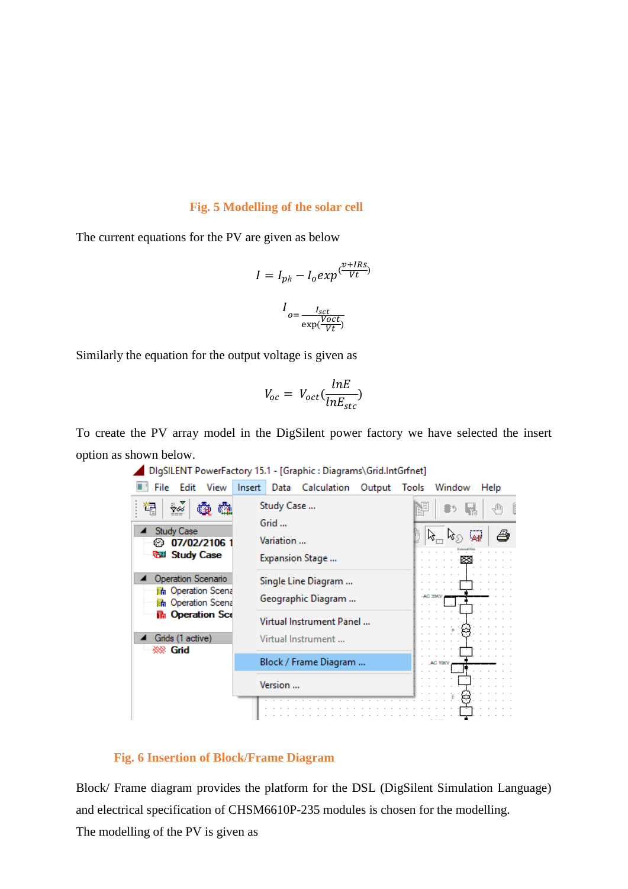Fig. 5 Modelling of the solar cell

The current equations for the PV are given below

$$I = I_{ph} - I_o exp^{(\frac{v+IRs}{Vt})}$$

$$I_{o=} \frac{I_{sct}}{\exp(\frac{Voct}{Vt})}$$

Similarly the equation for the output voltage is given as

$$V_{oc} = V_{oct}(\frac{lnE}{lnE_{stc}})$$

To create the PV array model in the DigSilent power factory we have selected the insert option as shown below.

Fig. 6 Insertion of Block/Frame Diagram

Block/ Frame diagram provides the platform for the DSL (DigSilent Simulation Language) and electrical specification of CHSM6610P-235 modules is chosen for the modelling.

The modelling of the PV is given as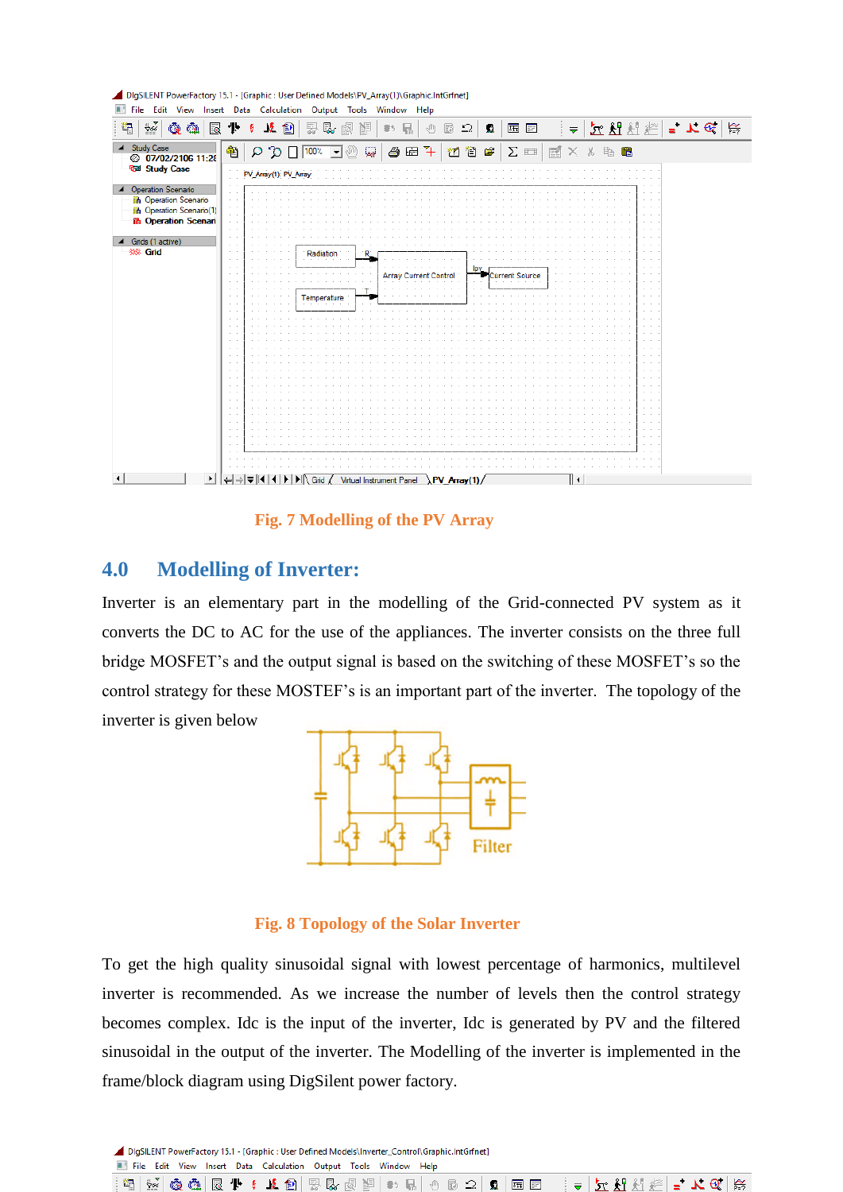Fig. 7 Modelling of the PV Array

## 4.0 Modelling of Inverter:

Inverter is an elementary part in the modelling of the Grid-connected PV system as it converts the DC to AC for the use of the appliances. The inverter consists on the three full bridge MOSFET's and the output signal is based on the switching of these MOSFET's so the control strategy for these MOSTEF's is an important part of the inverter. The topology of the inverter is given below

Fig. 8 Topology of the Solar Inverter

To get the high quality sinusoidal signal with lowest percentage of harmonics, multilevel inverter is recommended. As we increase the number of levels then the control strategy becomes complex. Idc is the input of the inverter, Idc is generated by PV and the filtered sinusoidal in the output of the inverter. The Modelling of the inverter is implemented in the frame/block diagram using DigSilent power factory.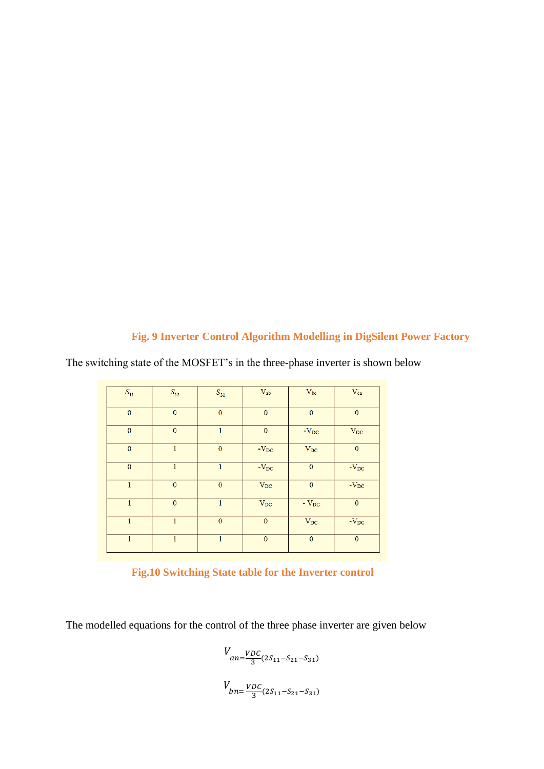**Fig. 9 Inverter Control Algorithm Modelling in DigSilent Power Factory**

The switching state of the MOSFET's in the three-phase inverter is shown below

| $S_{11}$ | $S_{12}$ | $S_{31}$ | $V_{ab}$ | $V_{bc}$ | $V_{ca}$ |
|---|---|---|---|---|---|
| 0 | 0 | 0 | 0 | 0 | 0 |
| 0 | 0 | 1 | 0 | $-V_{DC}$ | $V_{DC}$ |
| 0 | 1 | 0 | $-V_{DC}$ | $V_{DC}$ | 0 |
| 0 | 1 | 1 | $-V_{DC}$ | 0 | $-V_{DC}$ |
| 1 | 0 | 0 | $V_{DC}$ | 0 | $-V_{DC}$ |
| 1 | 0 | 1 | $V_{DC}$ | $-V_{DC}$ | 0 |
| 1 | 1 | 0 | 0 | $V_{DC}$ | $-V_{DC}$ |
| 1 | 1 | 1 | 0 | 0 | 0 |

**Fig.10 Switching State table for the Inverter control**

The modelled equations for the control of the three phase inverter are given below

$$V_{an} = \frac{VDC}{3}(2S_{11} - S_{21} - S_{31})$$

$$V_{bn} = \frac{VDC}{3}(2S_{11} - S_{21} - S_{31})$$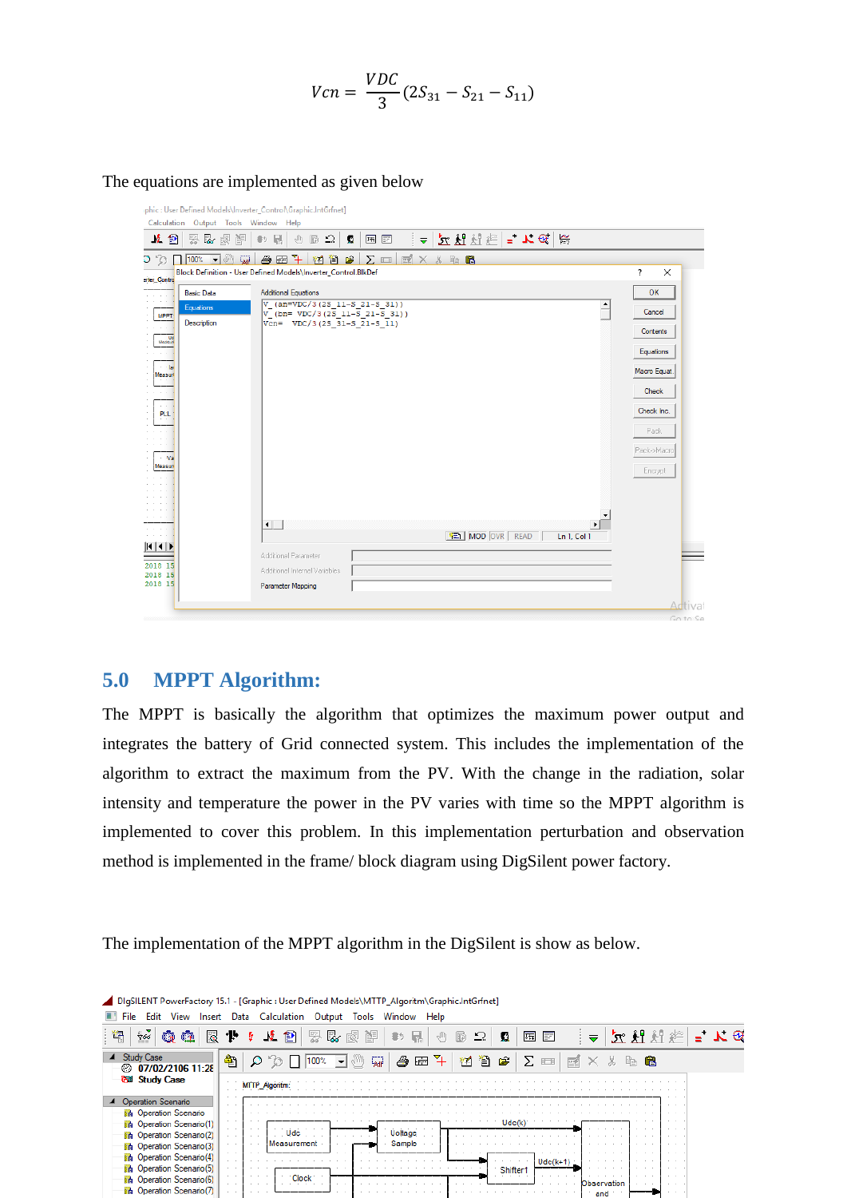$$Vcn = \frac{VDC}{3}(2S_{31} - S_{21} - S_{11})$$

The equations are implemented as given below

## 5.0 MPPT Algorithm:

The MPPT is basically the algorithm that optimizes the maximum power output and integrates the battery of Grid connected system. This includes the implementation of the algorithm to extract the maximum from the PV. With the change in the radiation, solar intensity and temperature the power in the PV varies with time so the MPPT algorithm is implemented to cover this problem. In this implementation perturbation and observation method is implemented in the frame/ block diagram using DigSilent power factory.

The implementation of the MPPT algorithm in the DigSilent is show as below.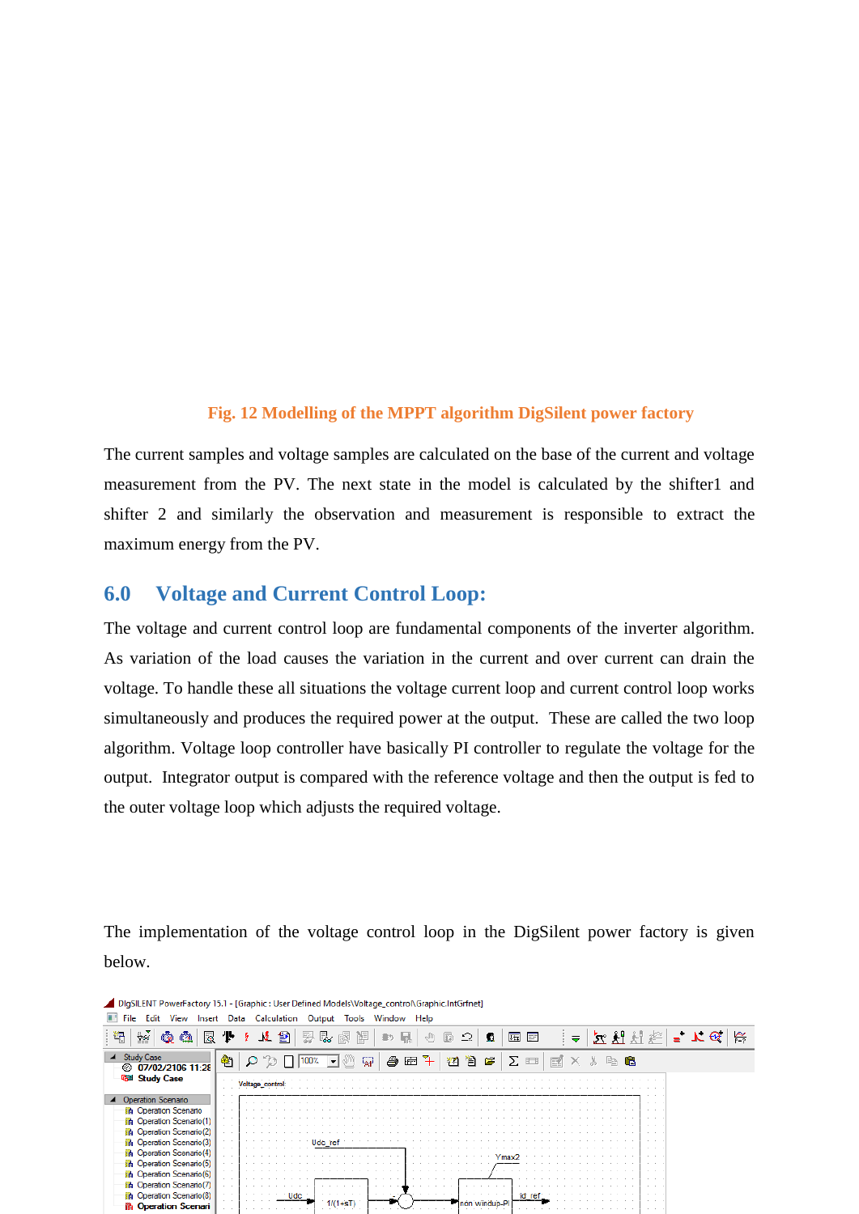Fig. 12 Modelling of the MPPT algorithm DigSilent power factory

The current samples and voltage samples are calculated on the base of the current and voltage measurement from the PV. The next state in the model is calculated by the shifter1 and shifter 2 and similarly the observation and measurement is responsible to extract the maximum energy from the PV.

## 6.0 Voltage and Current Control Loop:

The voltage and current control loop are fundamental components of the inverter algorithm. As variation of the load causes the variation in the current and over current can drain the voltage. To handle these all situations the voltage current loop and current control loop works simultaneously and produces the required power at the output. These are called the two loop algorithm. Voltage loop controller have basically PI controller to regulate the voltage for the output. Integrator output is compared with the reference voltage and then the output is fed to the outer voltage loop which adjusts the required voltage.

The implementation of the voltage control loop in the DigSilent power factory is given below.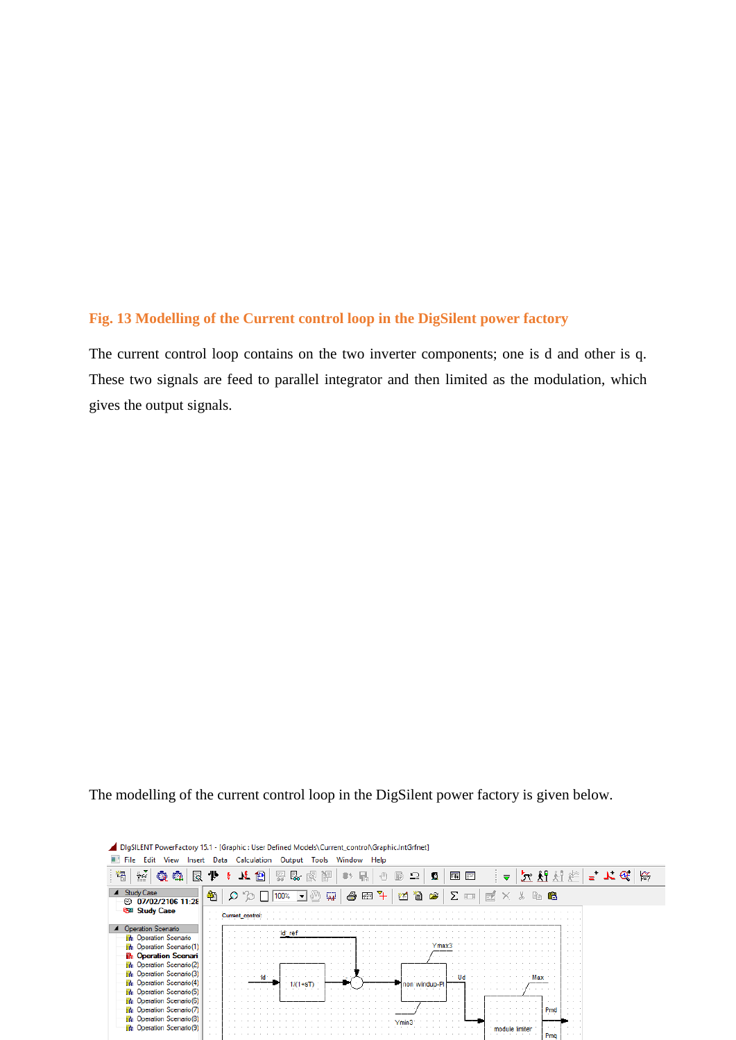**Fig. 13 Modelling of the Current control loop in the DigSilent power factory**

The current control loop contains on the two inverter components; one is d and other is q. These two signals are feed to parallel integrator and then limited as the modulation, which gives the output signals.

The modelling of the current control loop in the DigSilent power factory is given below.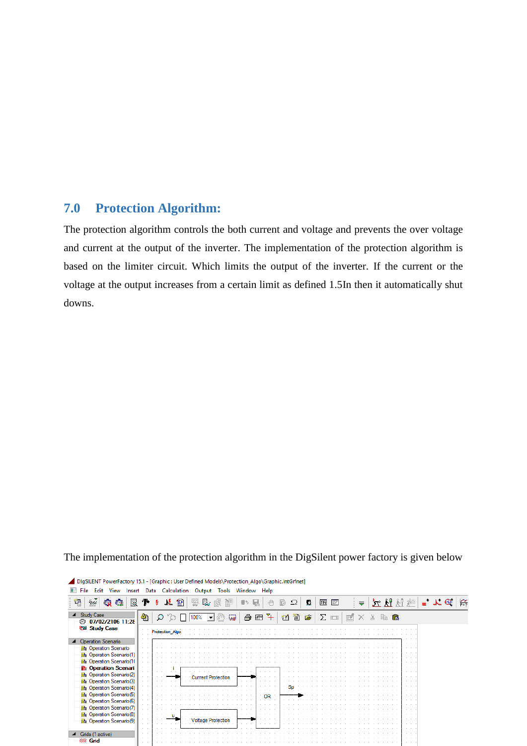## 7.0 Protection Algorithm:

The protection algorithm controls the both current and voltage and prevents the over voltage and current at the output of the inverter. The implementation of the protection algorithm is based on the limiter circuit. Which limits the output of the inverter. If the current or the voltage at the output increases from a certain limit as defined 1.5In then it automatically shut downs.

The implementation of the protection algorithm in the DigSilent power factory is given below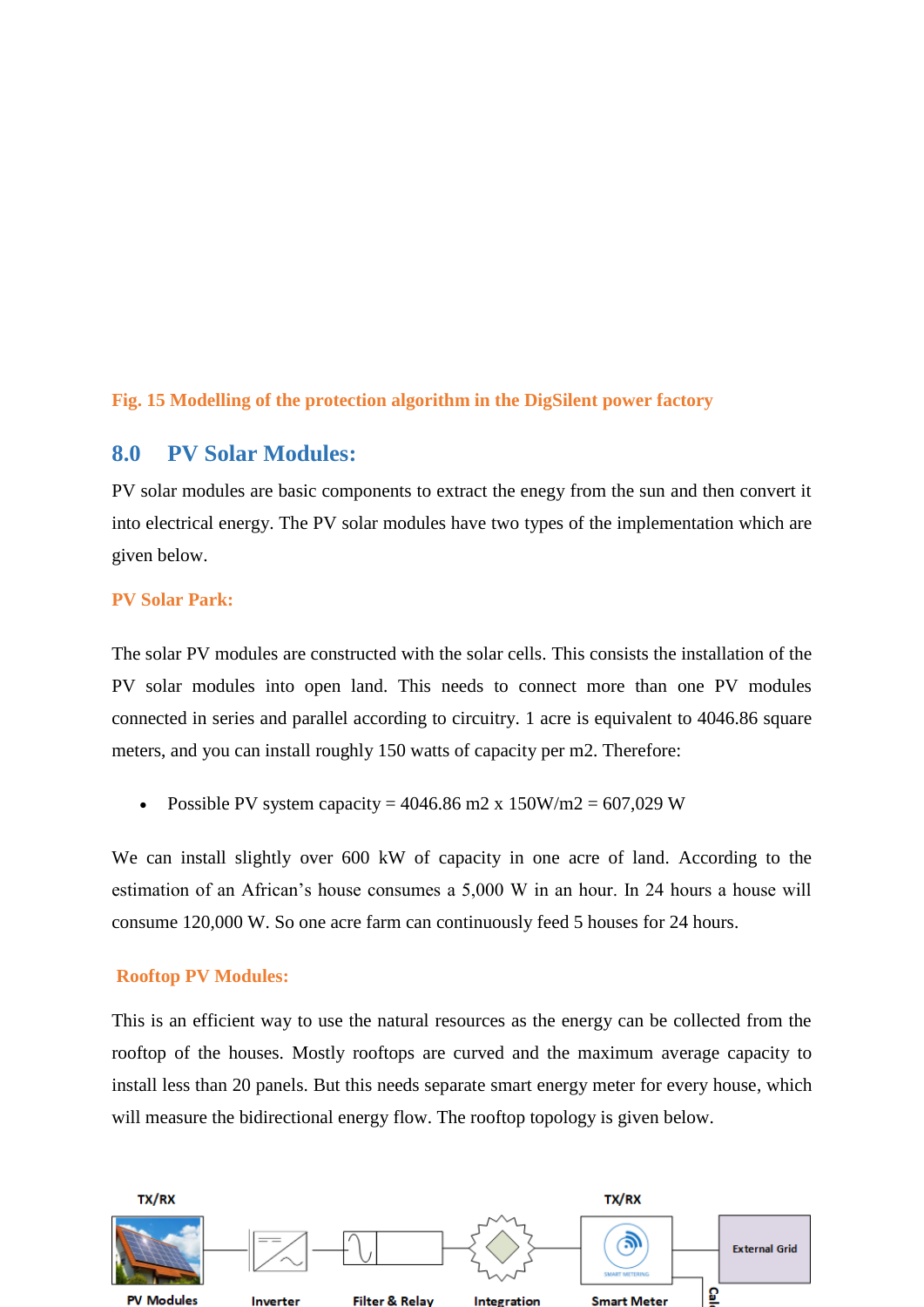Fig. 15 Modelling of the protection algorithm in the DigSilent power factory

## 8.0 PV Solar Modules:

PV solar modules are basic components to extract the enegy from the sun and then convert it into electrical energy. The PV solar modules have two types of the implementation which are given below.

### PV Solar Park:

The solar PV modules are constructed with the solar cells. This consists the installation of the PV solar modules into open land. This needs to connect more than one PV modules connected in series and parallel according to circuitry. 1 acre is equivalent to 4046.86 square meters, and you can install roughly 150 watts of capacity per m2. Therefore:

- Possible PV system capacity = 4046.86 m2 x 150W/m2 = 607,029 W

We can install slightly over 600 kW of capacity in one acre of land. According to the estimation of an African's house consumes a 5,000 W in an hour. In 24 hours a house will consume 120,000 W. So one acre farm can continuously feed 5 houses for 24 hours.

### Rooftop PV Modules:

This is an efficient way to use the natural resources as the energy can be collected from the rooftop of the houses. Mostly rooftops are curved and the maximum average capacity to install less than 20 panels. But this needs separate smart energy meter for every house, which will measure the bidirectional energy flow. The rooftop topology is given below.

TX/RX TX/RX

PV Modules Inverter Filter & Relay Integration Smart Meter External Grid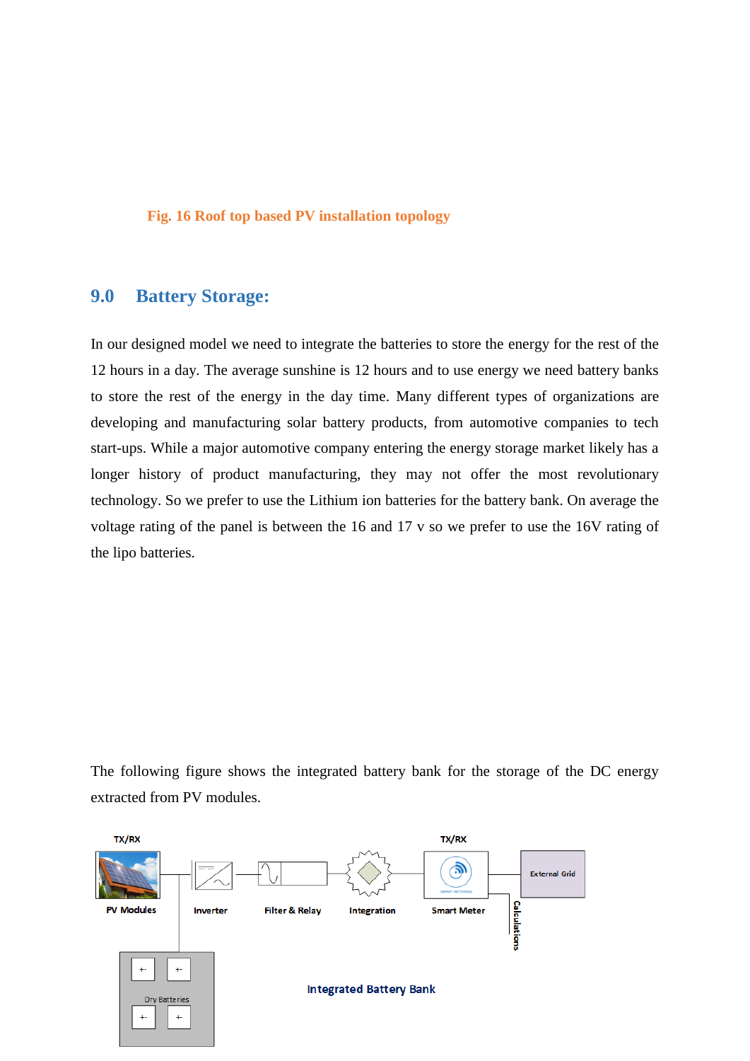Fig. 16 Roof top based PV installation topology

## 9.0 Battery Storage:

In our designed model we need to integrate the batteries to store the energy for the rest of the 12 hours in a day. The average sunshine is 12 hours and to use energy we need battery banks to store the rest of the energy in the day time. Many different types of organizations are developing and manufacturing solar battery products, from automotive companies to tech start-ups. While a major automotive company entering the energy storage market likely has a longer history of product manufacturing, they may not offer the most revolutionary technology. So we prefer to use the Lithium ion batteries for the battery bank. On average the voltage rating of the panel is between the 16 and 17 v so we prefer to use the 16V rating of the lipo batteries.

The following figure shows the integrated battery bank for the storage of the DC energy extracted from PV modules.

TX/RX

PV Modules

Inverter

Filter & Relay

Integration

TX/RX

Smart Meter

External Grid

Calculations

Dry Batteries

Integrated Battery Bank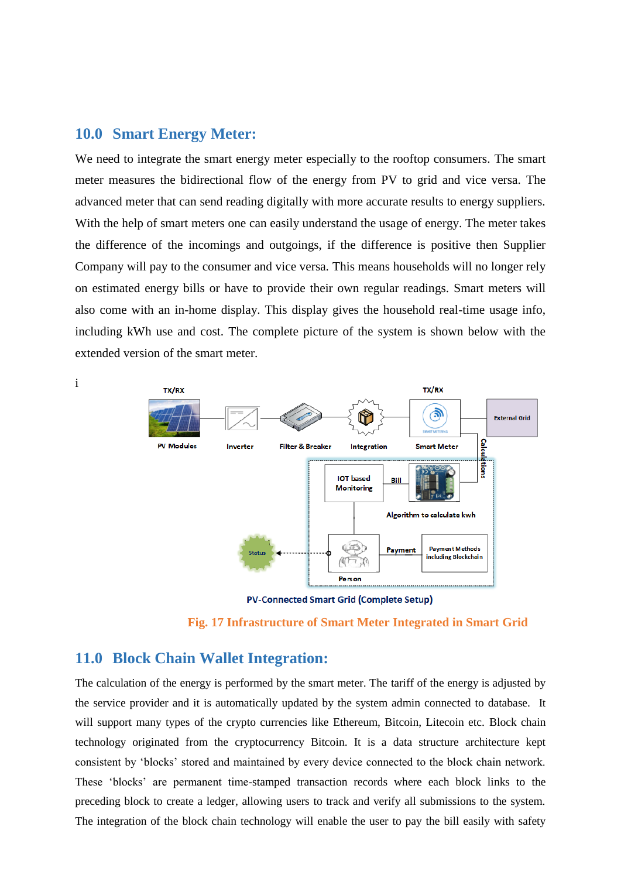## 10.0 Smart Energy Meter:

We need to integrate the smart energy meter especially to the rooftop consumers. The smart meter measures the bidirectional flow of the energy from PV to grid and vice versa. The advanced meter that can send reading digitally with more accurate results to energy suppliers. With the help of smart meters one can easily understand the usage of energy. The meter takes the difference of the incomings and outgoings, if the difference is positive then Supplier Company will pay to the consumer and vice versa. This means households will no longer rely on estimated energy bills or have to provide their own regular readings. Smart meters will also come with an in-home display. This display gives the household real-time usage info, including kWh use and cost. The complete picture of the system is shown below with the extended version of the smart meter.

i

PV-Connected Smart Grid (Complete Setup)

Fig. 17 Infrastructure of Smart Meter Integrated in Smart Grid

## 11.0 Block Chain Wallet Integration:

The calculation of the energy is performed by the smart meter. The tariff of the energy is adjusted by the service provider and it is automatically updated by the system admin connected to database. It will support many types of the crypto currencies like Ethereum, Bitcoin, Litecoin etc. Block chain technology originated from the cryptocurrency Bitcoin. It is a data structure architecture kept consistent by 'blocks' stored and maintained by every device connected to the block chain network. These 'blocks' are permanent time-stamped transaction records where each block links to the preceding block to create a ledger, allowing users to track and verify all submissions to the system. The integration of the block chain technology will enable the user to pay the bill easily with safety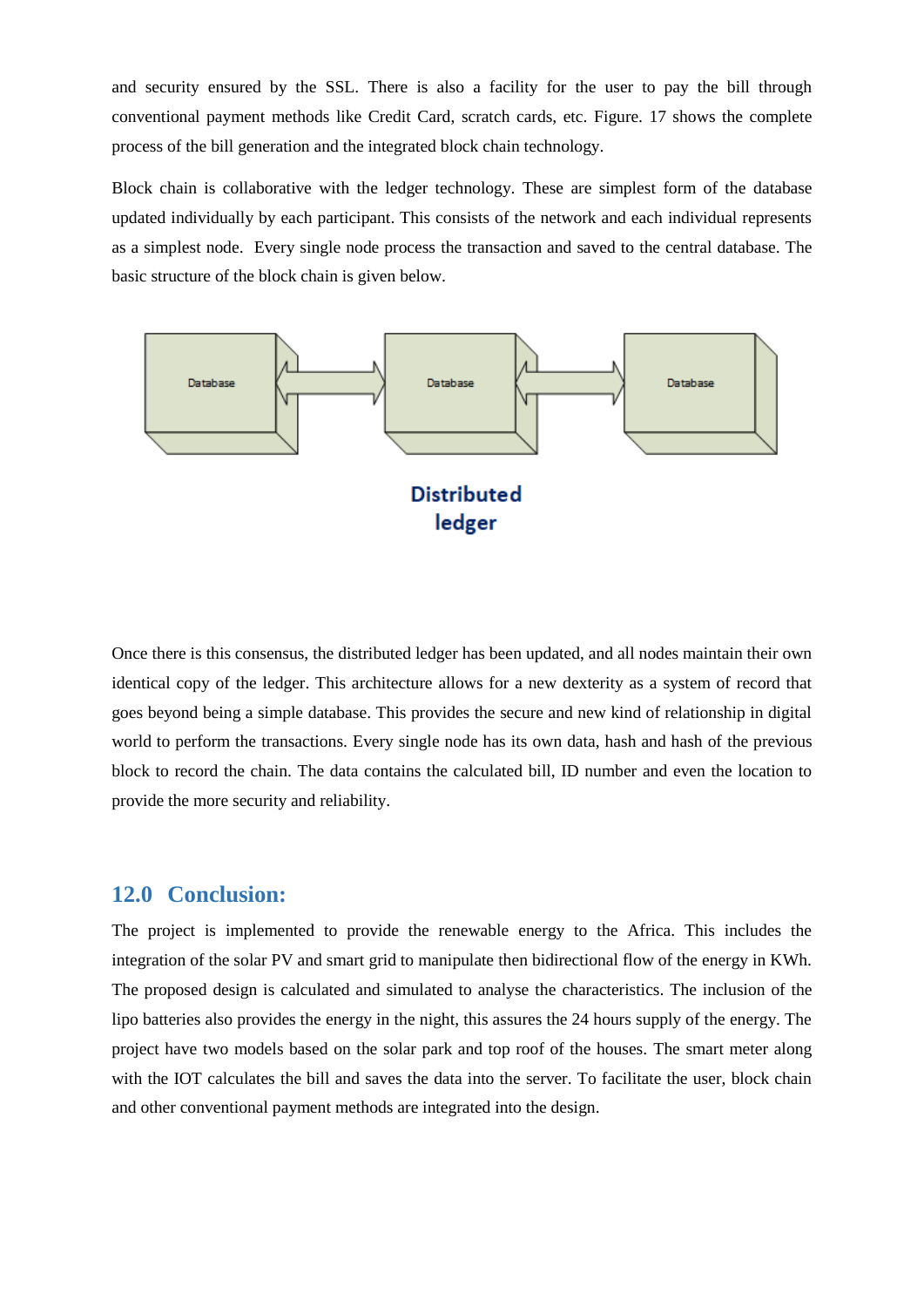and security ensured by the SSL. There is also a facility for the user to pay the bill through conventional payment methods like Credit Card, scratch cards, etc. Figure. 17 shows the complete process of the bill generation and the integrated block chain technology.

Block chain is collaborative with the ledger technology. These are simplest form of the database updated individually by each participant. This consists of the network and each individual represents as a simplest node. Every single node process the transaction and saved to the central database. The basic structure of the block chain is given below.

Database ⟷ Database ⟷ Database

**Distributed ledger**

Once there is this consensus, the distributed ledger has been updated, and all nodes maintain their own identical copy of the ledger. This architecture allows for a new dexterity as a system of record that goes beyond being a simple database. This provides the secure and new kind of relationship in digital world to perform the transactions. Every single node has its own data, hash and hash of the previous block to record the chain. The data contains the calculated bill, ID number and even the location to provide the more security and reliability.

## 12.0 Conclusion:

The project is implemented to provide the renewable energy to the Africa. This includes the integration of the solar PV and smart grid to manipulate then bidirectional flow of the energy in KWh. The proposed design is calculated and simulated to analyse the characteristics. The inclusion of the lipo batteries also provides the energy in the night, this assures the 24 hours supply of the energy. The project have two models based on the solar park and top roof of the houses. The smart meter along with the IOT calculates the bill and saves the data into the server. To facilitate the user, block chain and other conventional payment methods are integrated into the design.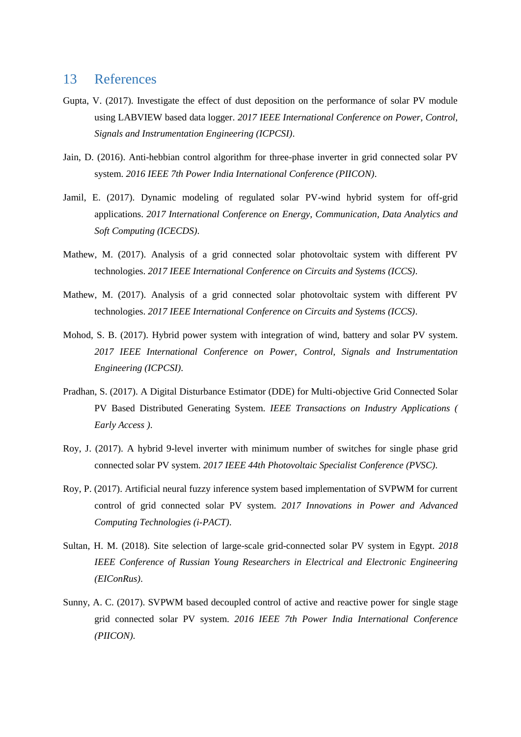## 13 References

Gupta, V. (2017). Investigate the effect of dust deposition on the performance of solar PV module using LABVIEW based data logger. *2017 IEEE International Conference on Power, Control, Signals and Instrumentation Engineering (ICPCSI)*.

Jain, D. (2016). Anti-hebbian control algorithm for three-phase inverter in grid connected solar PV system. *2016 IEEE 7th Power India International Conference (PIICON)*.

Jamil, E. (2017). Dynamic modeling of regulated solar PV-wind hybrid system for off-grid applications. *2017 International Conference on Energy, Communication, Data Analytics and Soft Computing (ICECDS)*.

Mathew, M. (2017). Analysis of a grid connected solar photovoltaic system with different PV technologies. *2017 IEEE International Conference on Circuits and Systems (ICCS)*.

Mathew, M. (2017). Analysis of a grid connected solar photovoltaic system with different PV technologies. *2017 IEEE International Conference on Circuits and Systems (ICCS)*.

Mohod, S. B. (2017). Hybrid power system with integration of wind, battery and solar PV system. *2017 IEEE International Conference on Power, Control, Signals and Instrumentation Engineering (ICPCSI)*.

Pradhan, S. (2017). A Digital Disturbance Estimator (DDE) for Multi-objective Grid Connected Solar PV Based Distributed Generating System. *IEEE Transactions on Industry Applications ( Early Access )*.

Roy, J. (2017). A hybrid 9-level inverter with minimum number of switches for single phase grid connected solar PV system. *2017 IEEE 44th Photovoltaic Specialist Conference (PVSC)*.

Roy, P. (2017). Artificial neural fuzzy inference system based implementation of SVPWM for current control of grid connected solar PV system. *2017 Innovations in Power and Advanced Computing Technologies (i-PACT)*.

Sultan, H. M. (2018). Site selection of large-scale grid-connected solar PV system in Egypt. *2018 IEEE Conference of Russian Young Researchers in Electrical and Electronic Engineering (EIConRus)*.

Sunny, A. C. (2017). SVPWM based decoupled control of active and reactive power for single stage grid connected solar PV system. *2016 IEEE 7th Power India International Conference (PIICON)*.